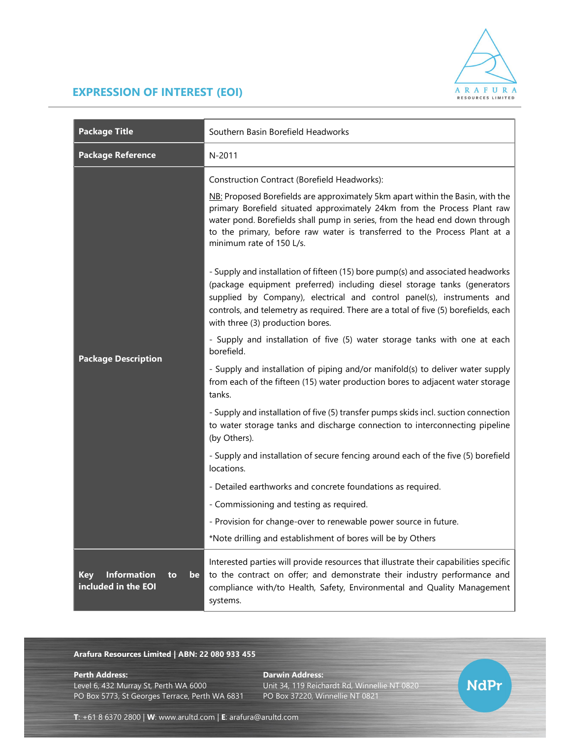# EXPRESSION OF INTEREST (EOI)

| | |
|---|---|
| **Package Title** | Southern Basin Borefield Headworks |
| **Package Reference** | N-2011 |
| **Package Description** | Construction Contract (Borefield Headworks):<br><br>NB: Proposed Borefields are approximately 5km apart within the Basin, with the primary Borefield situated approximately 24km from the Process Plant raw water pond. Borefields shall pump in series, from the head end down through to the primary, before raw water is transferred to the Process Plant at a minimum rate of 150 L/s.<br><br>- Supply and installation of fifteen (15) bore pump(s) and associated headworks (package equipment preferred) including diesel storage tanks (generators supplied by Company), electrical and control panel(s), instruments and controls, and telemetry as required. There are a total of five (5) borefields, each with three (3) production bores.<br><br>- Supply and installation of five (5) water storage tanks with one at each borefield.<br><br>- Supply and installation of piping and/or manifold(s) to deliver water supply from each of the fifteen (15) water production bores to adjacent water storage tanks.<br><br>- Supply and installation of five (5) transfer pumps skids incl. suction connection to water storage tanks and discharge connection to interconnecting pipeline (by Others).<br><br>- Supply and installation of secure fencing around each of the five (5) borefield locations.<br><br>- Detailed earthworks and concrete foundations as required.<br><br>- Commissioning and testing as required.<br><br>- Provision for change-over to renewable power source in future.<br><br>*Note drilling and establishment of bores will be by Others |
| **Key Information to be included in the EOI** | Interested parties will provide resources that illustrate their capabilities specific to the contract on offer; and demonstrate their industry performance and compliance with/to Health, Safety, Environmental and Quality Management systems. |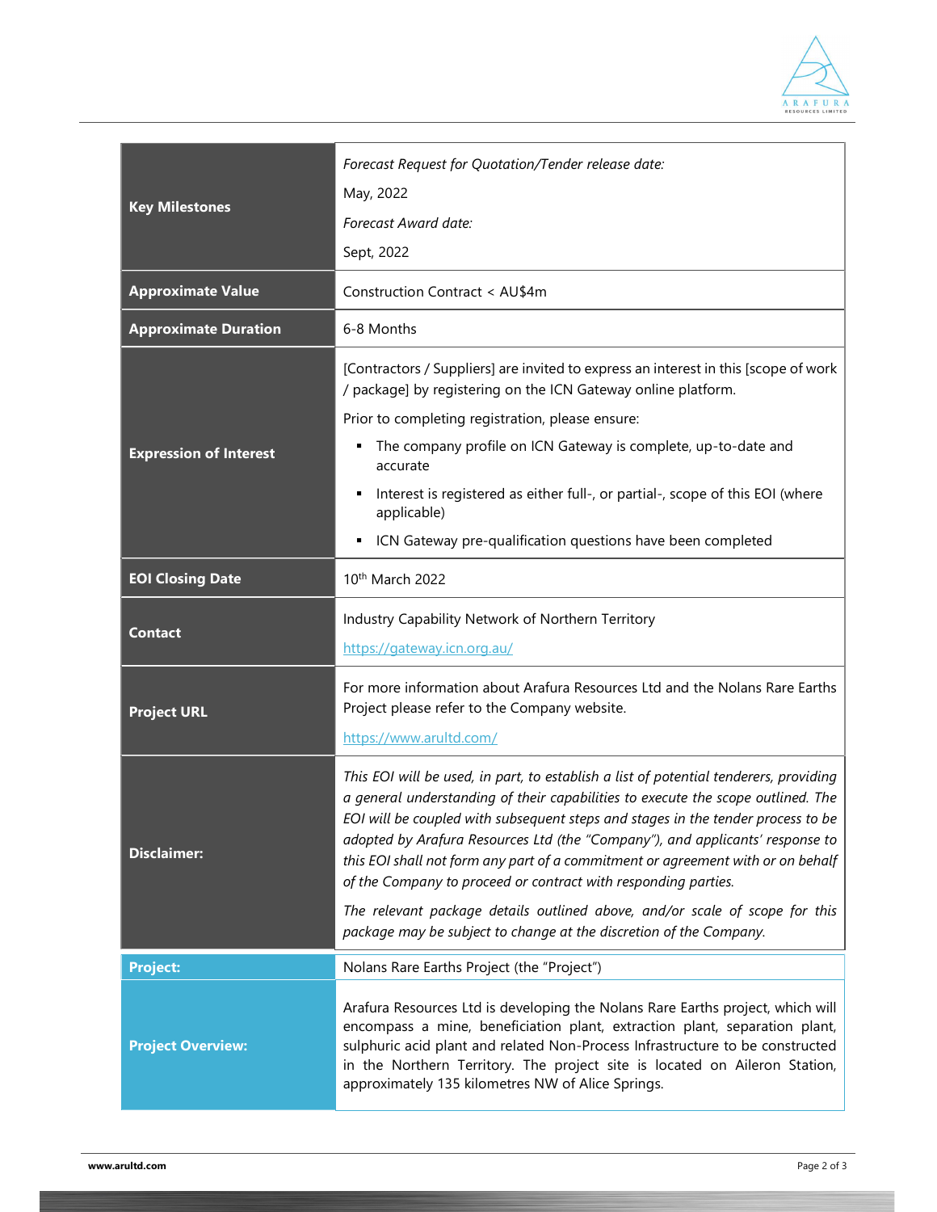| | |
|---|---|
| **Key Milestones** | *Forecast Request for Quotation/Tender release date:*<br>May, 2022<br>*Forecast Award date:*<br>Sept, 2022 |
| **Approximate Value** | Construction Contract < AU$4m |
| **Approximate Duration** | 6-8 Months |
| **Expression of Interest** | [Contractors / Suppliers] are invited to express an interest in this [scope of work / package] by registering on the ICN Gateway online platform.<br>Prior to completing registration, please ensure:<br>▪ The company profile on ICN Gateway is complete, up-to-date and accurate<br>▪ Interest is registered as either full-, or partial-, scope of this EOI (where applicable)<br>▪ ICN Gateway pre-qualification questions have been completed |
| **EOI Closing Date** | 10th March 2022 |
| **Contact** | Industry Capability Network of Northern Territory<br>https://gateway.icn.org.au/ |
| **Project URL** | For more information about Arafura Resources Ltd and the Nolans Rare Earths Project please refer to the Company website.<br>https://www.arultd.com/ |
| **Disclaimer:** | *This EOI will be used, in part, to establish a list of potential tenderers, providing a general understanding of their capabilities to execute the scope outlined. The EOI will be coupled with subsequent steps and stages in the tender process to be adopted by Arafura Resources Ltd (the "Company"), and applicants' response to this EOI shall not form any part of a commitment or agreement with or on behalf of the Company to proceed or contract with responding parties.*<br>*The relevant package details outlined above, and/or scale of scope for this package may be subject to change at the discretion of the Company.* |
| **Project:** | Nolans Rare Earths Project (the "Project") |
| **Project Overview:** | Arafura Resources Ltd is developing the Nolans Rare Earths project, which will encompass a mine, beneficiation plant, extraction plant, separation plant, sulphuric acid plant and related Non-Process Infrastructure to be constructed in the Northern Territory. The project site is located on Aileron Station, approximately 135 kilometres NW of Alice Springs. |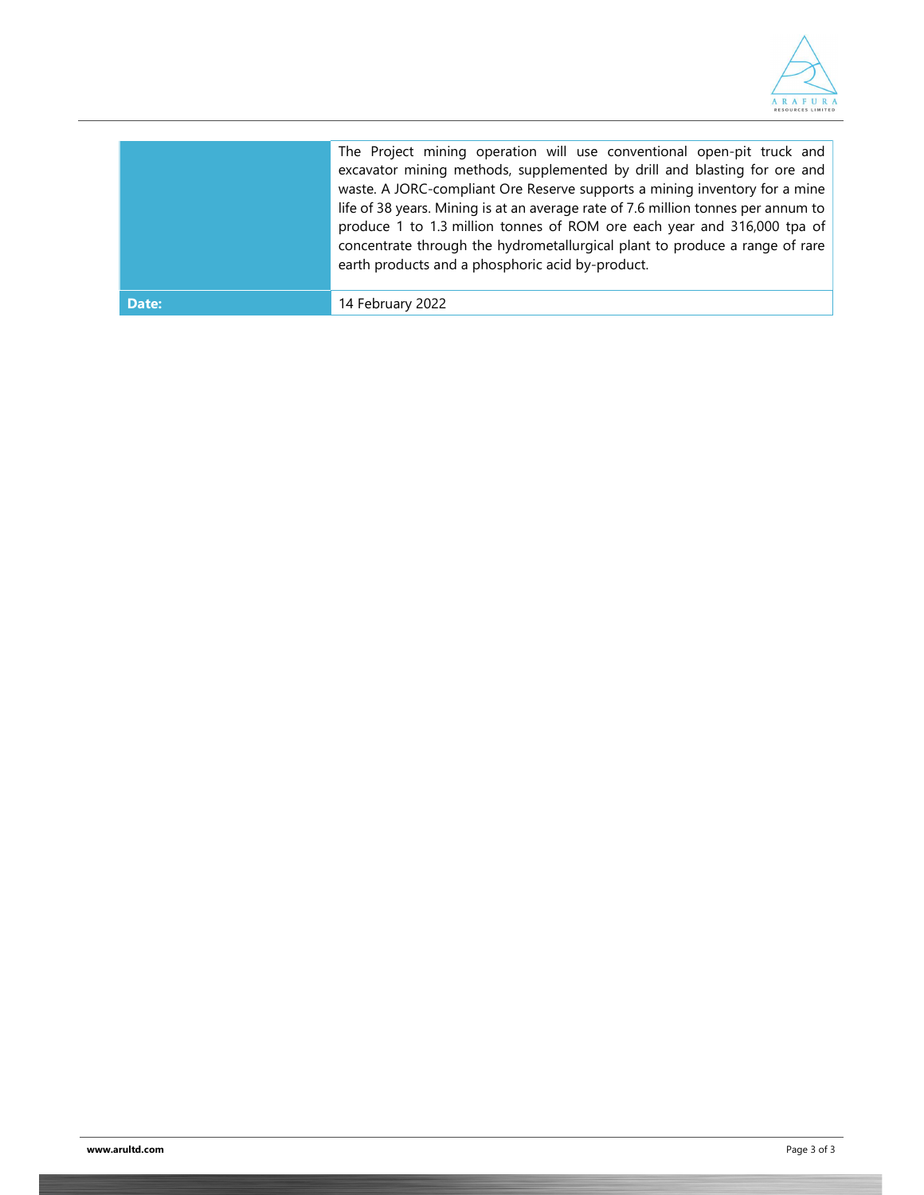| | |
|---|---|
| | The Project mining operation will use conventional open-pit truck and excavator mining methods, supplemented by drill and blasting for ore and waste. A JORC-compliant Ore Reserve supports a mining inventory for a mine life of 38 years. Mining is at an average rate of 7.6 million tonnes per annum to produce 1 to 1.3 million tonnes of ROM ore each year and 316,000 tpa of concentrate through the hydrometallurgical plant to produce a range of rare earth products and a phosphoric acid by-product. |
| **Date:** | 14 February 2022 |